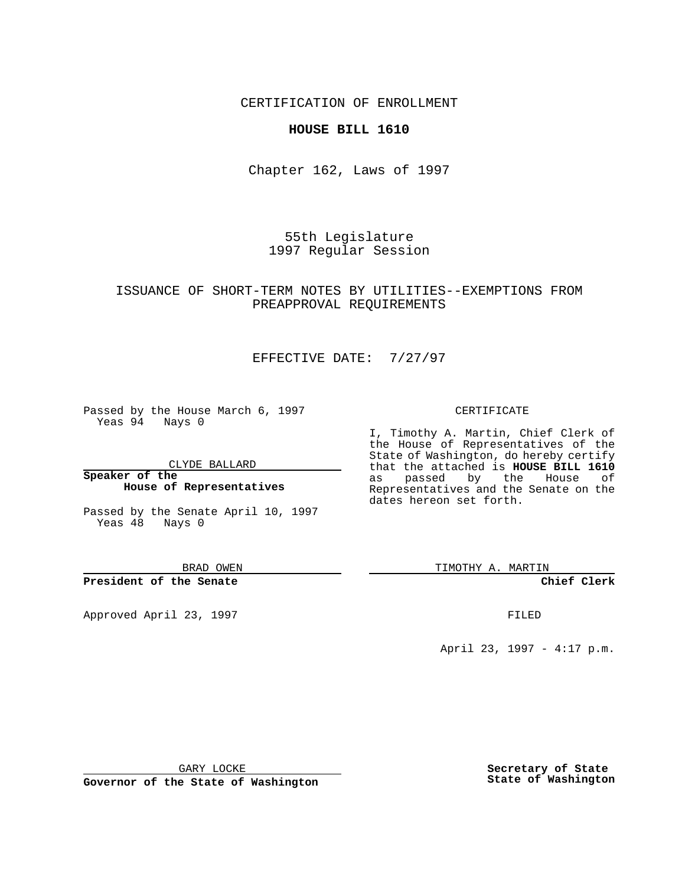CERTIFICATION OF ENROLLMENT

**HOUSE BILL 1610**

Chapter 162, Laws of 1997

55th Legislature
1997 Regular Session

ISSUANCE OF SHORT-TERM NOTES BY UTILITIES--EXEMPTIONS FROM PREAPPROVAL REQUIREMENTS

EFFECTIVE DATE: 7/27/97

Passed by the House March 6, 1997
Yeas 94 Nays 0

CLYDE BALLARD

**Speaker of the House of Representatives**

Passed by the Senate April 10, 1997
Yeas 48 Nays 0

BRAD OWEN

**President of the Senate**

Approved April 23, 1997

GARY LOCKE

**Governor of the State of Washington**

CERTIFICATE

I, Timothy A. Martin, Chief Clerk of the House of Representatives of the State of Washington, do hereby certify that the attached is **HOUSE BILL 1610** as passed by the House of Representatives and the Senate on the dates hereon set forth.

TIMOTHY A. MARTIN

**Chief Clerk**

FILED

April 23, 1997 - 4:17 p.m.

**Secretary of State State of Washington**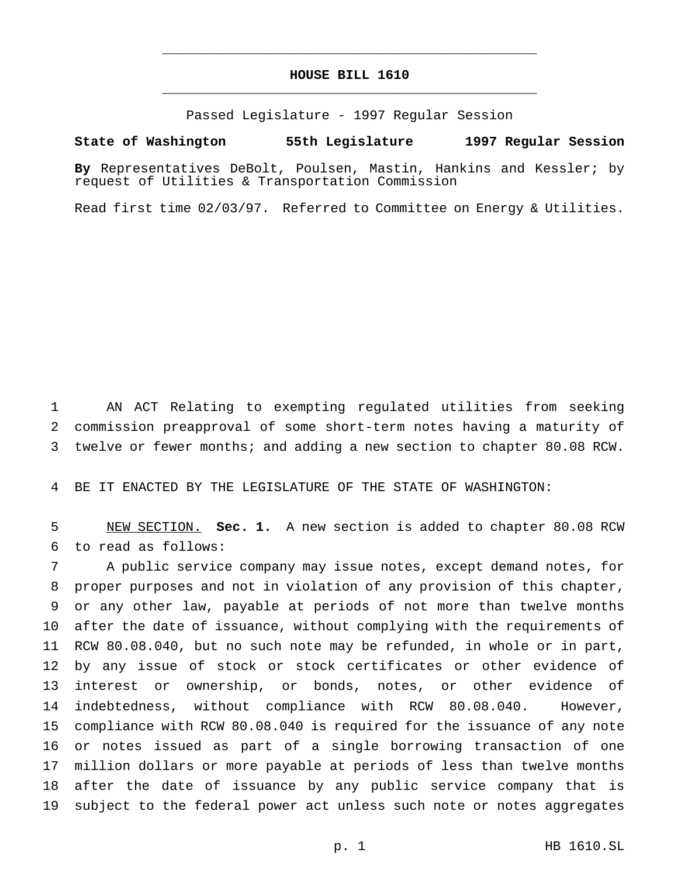# HOUSE BILL 1610

Passed Legislature - 1997 Regular Session

**State of Washington 55th Legislature 1997 Regular Session**

**By** Representatives DeBolt, Poulsen, Mastin, Hankins and Kessler; by request of Utilities & Transportation Commission

Read first time 02/03/97. Referred to Committee on Energy & Utilities.

AN ACT Relating to exempting regulated utilities from seeking commission preapproval of some short-term notes having a maturity of twelve or fewer months; and adding a new section to chapter 80.08 RCW.

BE IT ENACTED BY THE LEGISLATURE OF THE STATE OF WASHINGTON:

NEW SECTION. **Sec. 1.** A new section is added to chapter 80.08 RCW to read as follows:

A public service company may issue notes, except demand notes, for proper purposes and not in violation of any provision of this chapter, or any other law, payable at periods of not more than twelve months after the date of issuance, without complying with the requirements of RCW 80.08.040, but no such note may be refunded, in whole or in part, by any issue of stock or stock certificates or other evidence of interest or ownership, or bonds, notes, or other evidence of indebtedness, without compliance with RCW 80.08.040. However, compliance with RCW 80.08.040 is required for the issuance of any note or notes issued as part of a single borrowing transaction of one million dollars or more payable at periods of less than twelve months after the date of issuance by any public service company that is subject to the federal power act unless such note or notes aggregates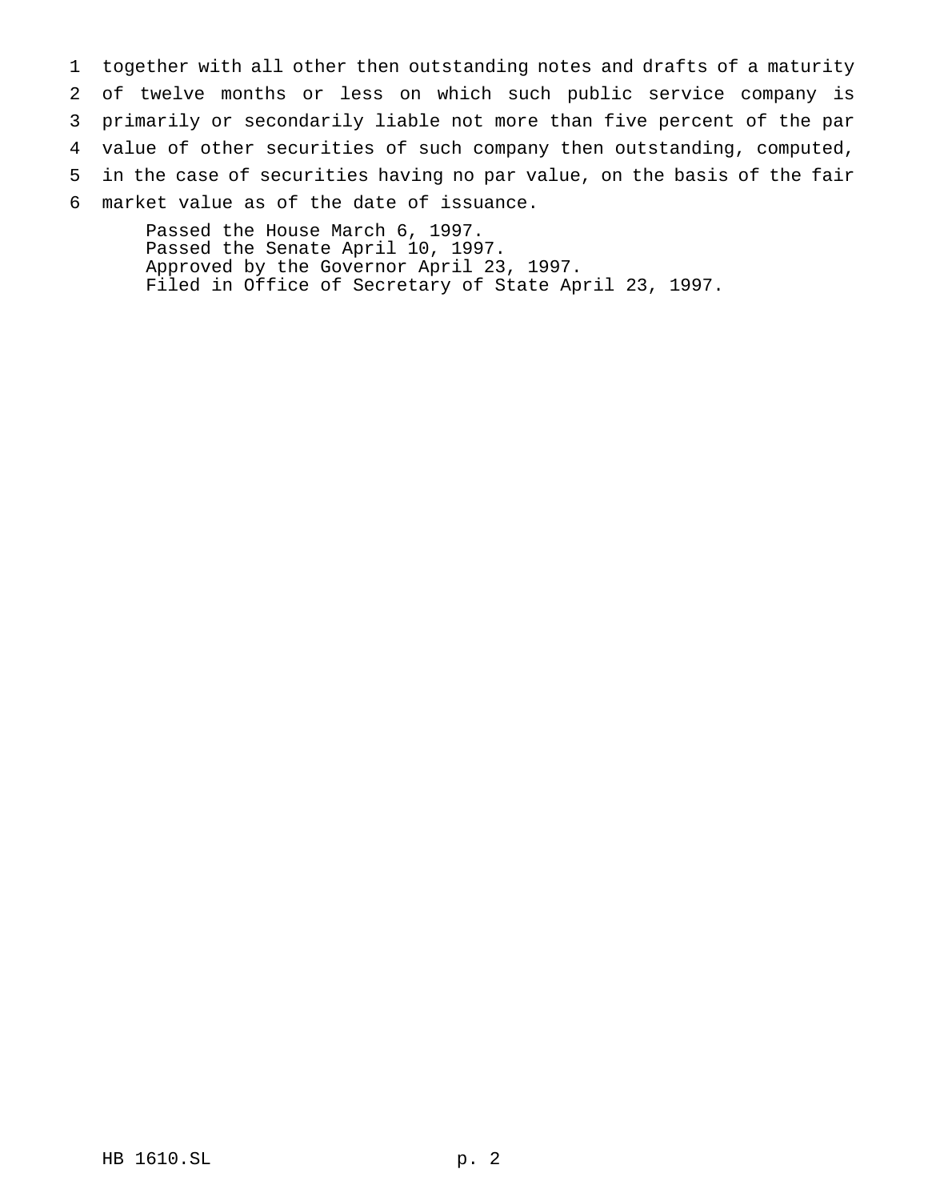together with all other then outstanding notes and drafts of a maturity of twelve months or less on which such public service company is primarily or secondarily liable not more than five percent of the par value of other securities of such company then outstanding, computed, in the case of securities having no par value, on the basis of the fair market value as of the date of issuance.

Passed the House March 6, 1997.
Passed the Senate April 10, 1997.
Approved by the Governor April 23, 1997.
Filed in Office of Secretary of State April 23, 1997.